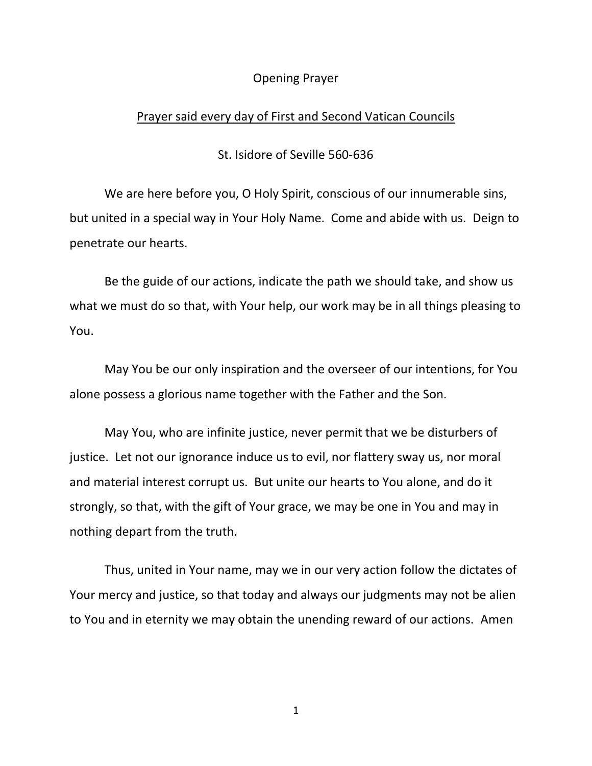# Opening Prayer

<u>Prayer said every day of First and Second Vatican Councils</u>

St. Isidore of Seville 560-636

We are here before you, O Holy Spirit, conscious of our innumerable sins, but united in a special way in Your Holy Name. Come and abide with us. Deign to penetrate our hearts.

Be the guide of our actions, indicate the path we should take, and show us what we must do so that, with Your help, our work may be in all things pleasing to You.

May You be our only inspiration and the overseer of our intentions, for You alone possess a glorious name together with the Father and the Son.

May You, who are infinite justice, never permit that we be disturbers of justice. Let not our ignorance induce us to evil, nor flattery sway us, nor moral and material interest corrupt us. But unite our hearts to You alone, and do it strongly, so that, with the gift of Your grace, we may be one in You and may in nothing depart from the truth.

Thus, united in Your name, may we in our very action follow the dictates of Your mercy and justice, so that today and always our judgments may not be alien to You and in eternity we may obtain the unending reward of our actions. Amen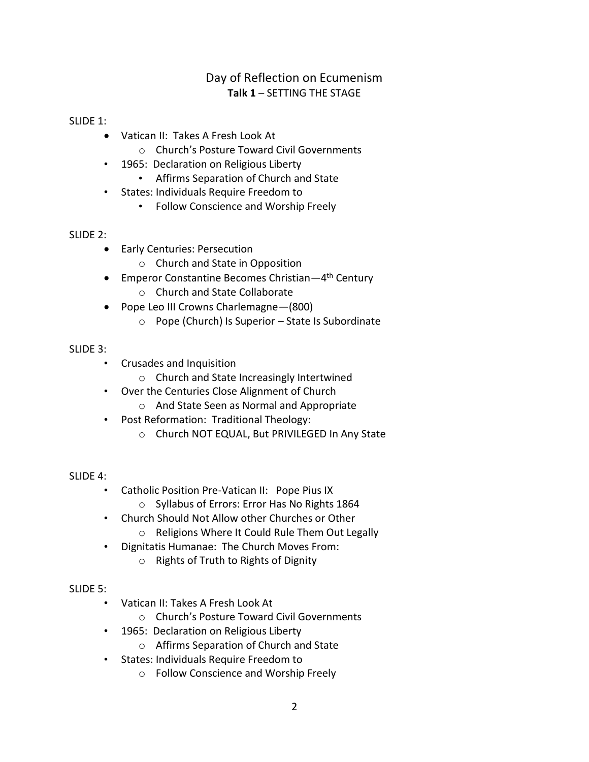# Day of Reflection on Ecumenism

## **Talk 1** – SETTING THE STAGE

SLIDE 1:

- Vatican II: Takes A Fresh Look At
  - Church's Posture Toward Civil Governments
- 1965: Declaration on Religious Liberty
  - Affirms Separation of Church and State
- States: Individuals Require Freedom to
  - Follow Conscience and Worship Freely

SLIDE 2:

- Early Centuries: Persecution
  - Church and State in Opposition
- Emperor Constantine Becomes Christian—4th Century
  - Church and State Collaborate
- Pope Leo III Crowns Charlemagne—(800)
  - Pope (Church) Is Superior – State Is Subordinate

SLIDE 3:

- Crusades and Inquisition
  - Church and State Increasingly Intertwined
- Over the Centuries Close Alignment of Church
  - And State Seen as Normal and Appropriate
- Post Reformation: Traditional Theology:
  - Church NOT EQUAL, But PRIVILEGED In Any State

SLIDE 4:

- Catholic Position Pre-Vatican II: Pope Pius IX
  - Syllabus of Errors: Error Has No Rights 1864
- Church Should Not Allow other Churches or Other
  - Religions Where It Could Rule Them Out Legally
- Dignitatis Humanae: The Church Moves From:
  - Rights of Truth to Rights of Dignity

SLIDE 5:

- Vatican II: Takes A Fresh Look At
  - Church's Posture Toward Civil Governments
- 1965: Declaration on Religious Liberty
  - Affirms Separation of Church and State
- States: Individuals Require Freedom to
  - Follow Conscience and Worship Freely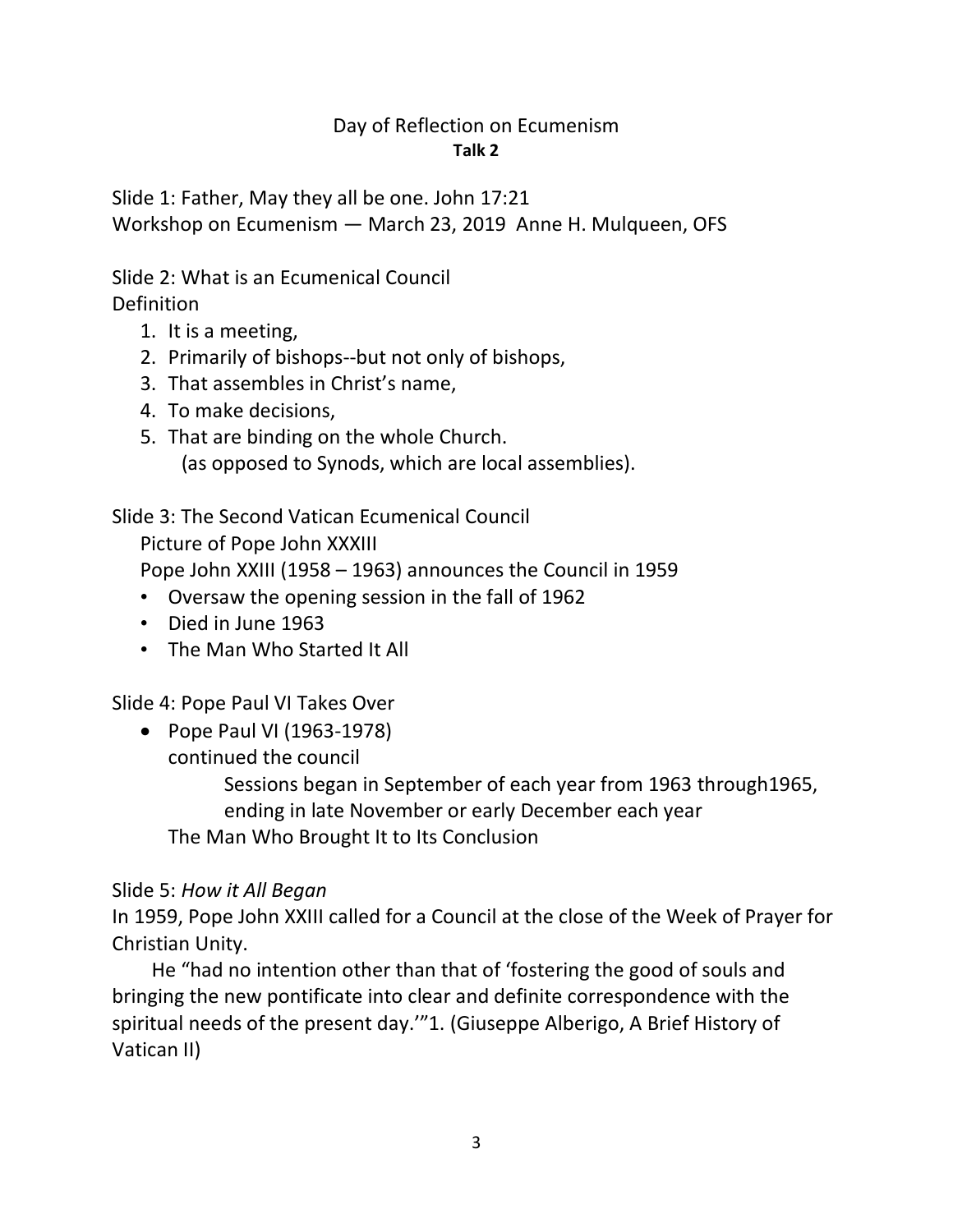## Day of Reflection on Ecumenism

**Talk 2**

Slide 1: Father, May they all be one. John 17:21
Workshop on Ecumenism — March 23, 2019 Anne H. Mulqueen, OFS

Slide 2: What is an Ecumenical Council
Definition

1. It is a meeting,
2. Primarily of bishops--but not only of bishops,
3. That assembles in Christ's name,
4. To make decisions,
5. That are binding on the whole Church.
   (as opposed to Synods, which are local assemblies).

Slide 3: The Second Vatican Ecumenical Council
Picture of Pope John XXXIII
Pope John XXIII (1958 – 1963) announces the Council in 1959

- Oversaw the opening session in the fall of 1962
- Died in June 1963
- The Man Who Started It All

Slide 4: Pope Paul VI Takes Over

- Pope Paul VI (1963-1978)
  continued the council
  Sessions began in September of each year from 1963 through1965, ending in late November or early December each year
  The Man Who Brought It to Its Conclusion

Slide 5: *How it All Began*
In 1959, Pope John XXIII called for a Council at the close of the Week of Prayer for Christian Unity.

He "had no intention other than that of 'fostering the good of souls and bringing the new pontificate into clear and definite correspondence with the spiritual needs of the present day.'"1. (Giuseppe Alberigo, A Brief History of Vatican II)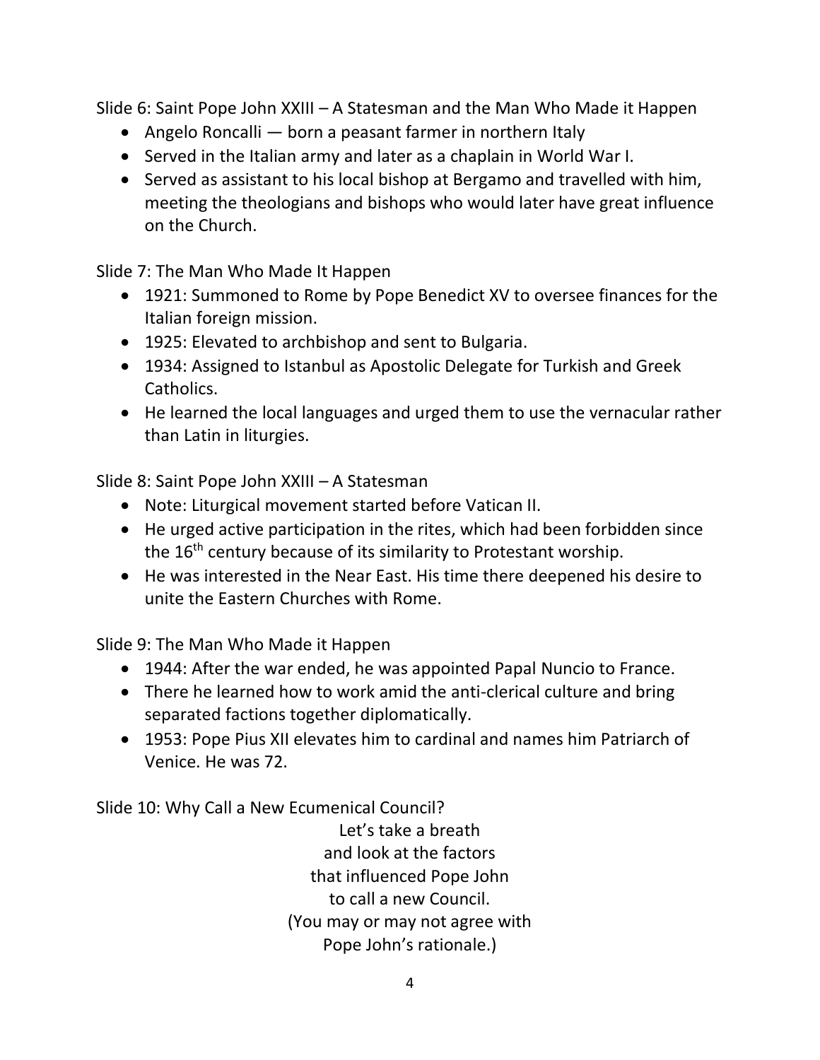Slide 6: Saint Pope John XXIII – A Statesman and the Man Who Made it Happen

- Angelo Roncalli — born a peasant farmer in northern Italy
- Served in the Italian army and later as a chaplain in World War I.
- Served as assistant to his local bishop at Bergamo and travelled with him, meeting the theologians and bishops who would later have great influence on the Church.

Slide 7: The Man Who Made It Happen

- 1921: Summoned to Rome by Pope Benedict XV to oversee finances for the Italian foreign mission.
- 1925: Elevated to archbishop and sent to Bulgaria.
- 1934: Assigned to Istanbul as Apostolic Delegate for Turkish and Greek Catholics.
- He learned the local languages and urged them to use the vernacular rather than Latin in liturgies.

Slide 8: Saint Pope John XXIII – A Statesman

- Note: Liturgical movement started before Vatican II.
- He urged active participation in the rites, which had been forbidden since the 16th century because of its similarity to Protestant worship.
- He was interested in the Near East. His time there deepened his desire to unite the Eastern Churches with Rome.

Slide 9: The Man Who Made it Happen

- 1944: After the war ended, he was appointed Papal Nuncio to France.
- There he learned how to work amid the anti-clerical culture and bring separated factions together diplomatically.
- 1953: Pope Pius XII elevates him to cardinal and names him Patriarch of Venice. He was 72.

Slide 10: Why Call a New Ecumenical Council?

Let's take a breath
and look at the factors
that influenced Pope John
to call a new Council.
(You may or may not agree with
Pope John's rationale.)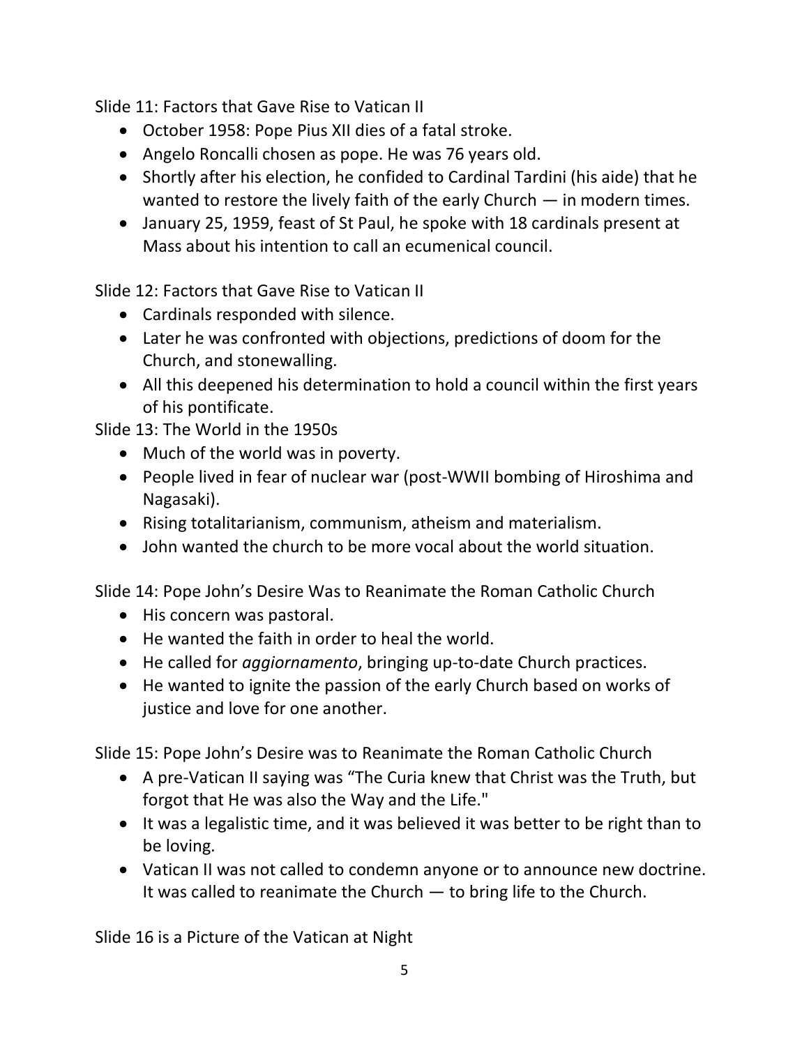Slide 11: Factors that Gave Rise to Vatican II

- October 1958: Pope Pius XII dies of a fatal stroke.
- Angelo Roncalli chosen as pope. He was 76 years old.
- Shortly after his election, he confided to Cardinal Tardini (his aide) that he wanted to restore the lively faith of the early Church — in modern times.
- January 25, 1959, feast of St Paul, he spoke with 18 cardinals present at Mass about his intention to call an ecumenical council.

Slide 12: Factors that Gave Rise to Vatican II

- Cardinals responded with silence.
- Later he was confronted with objections, predictions of doom for the Church, and stonewalling.
- All this deepened his determination to hold a council within the first years of his pontificate.

Slide 13: The World in the 1950s

- Much of the world was in poverty.
- People lived in fear of nuclear war (post-WWII bombing of Hiroshima and Nagasaki).
- Rising totalitarianism, communism, atheism and materialism.
- John wanted the church to be more vocal about the world situation.

Slide 14: Pope John's Desire Was to Reanimate the Roman Catholic Church

- His concern was pastoral.
- He wanted the faith in order to heal the world.
- He called for *aggiornamento*, bringing up-to-date Church practices.
- He wanted to ignite the passion of the early Church based on works of justice and love for one another.

Slide 15: Pope John's Desire was to Reanimate the Roman Catholic Church

- A pre-Vatican II saying was "The Curia knew that Christ was the Truth, but forgot that He was also the Way and the Life."
- It was a legalistic time, and it was believed it was better to be right than to be loving.
- Vatican II was not called to condemn anyone or to announce new doctrine. It was called to reanimate the Church — to bring life to the Church.

Slide 16 is a Picture of the Vatican at Night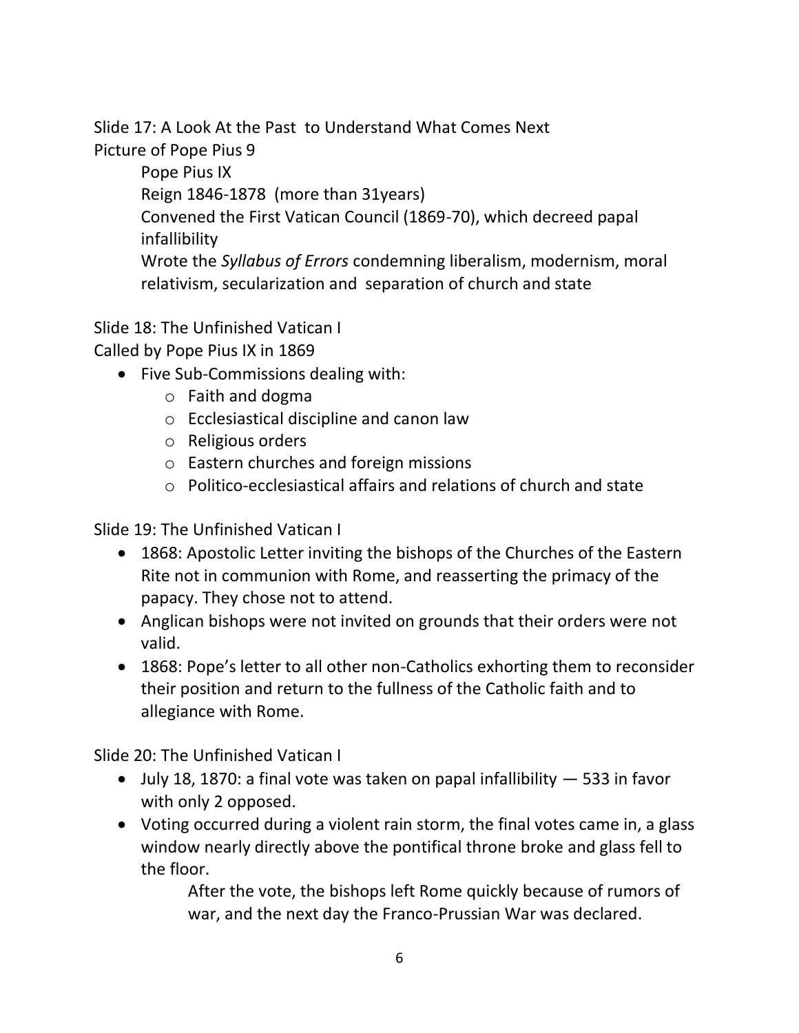Slide 17: A Look At the Past to Understand What Comes Next
Picture of Pope Pius 9

Pope Pius IX
Reign 1846-1878 (more than 31years)
Convened the First Vatican Council (1869-70), which decreed papal infallibility
Wrote the *Syllabus of Errors* condemning liberalism, modernism, moral relativism, secularization and separation of church and state

Slide 18: The Unfinished Vatican I
Called by Pope Pius IX in 1869

- Five Sub-Commissions dealing with:
    - Faith and dogma
    - Ecclesiastical discipline and canon law
    - Religious orders
    - Eastern churches and foreign missions
    - Politico-ecclesiastical affairs and relations of church and state

Slide 19: The Unfinished Vatican I

- 1868: Apostolic Letter inviting the bishops of the Churches of the Eastern Rite not in communion with Rome, and reasserting the primacy of the papacy. They chose not to attend.
- Anglican bishops were not invited on grounds that their orders were not valid.
- 1868: Pope's letter to all other non-Catholics exhorting them to reconsider their position and return to the fullness of the Catholic faith and to allegiance with Rome.

Slide 20: The Unfinished Vatican I

- July 18, 1870: a final vote was taken on papal infallibility — 533 in favor with only 2 opposed.
- Voting occurred during a violent rain storm, the final votes came in, a glass window nearly directly above the pontifical throne broke and glass fell to the floor.

    After the vote, the bishops left Rome quickly because of rumors of war, and the next day the Franco-Prussian War was declared.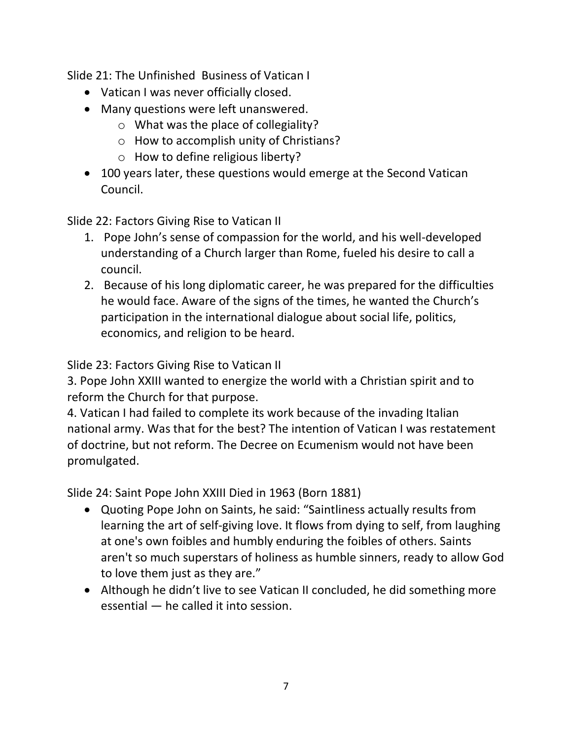Slide 21: The Unfinished Business of Vatican I

- Vatican I was never officially closed.
- Many questions were left unanswered.
  - What was the place of collegiality?
  - How to accomplish unity of Christians?
  - How to define religious liberty?
- 100 years later, these questions would emerge at the Second Vatican Council.

Slide 22: Factors Giving Rise to Vatican II

1. Pope John's sense of compassion for the world, and his well-developed understanding of a Church larger than Rome, fueled his desire to call a council.
2. Because of his long diplomatic career, he was prepared for the difficulties he would face. Aware of the signs of the times, he wanted the Church's participation in the international dialogue about social life, politics, economics, and religion to be heard.

Slide 23: Factors Giving Rise to Vatican II

3. Pope John XXIII wanted to energize the world with a Christian spirit and to reform the Church for that purpose.
4. Vatican I had failed to complete its work because of the invading Italian national army. Was that for the best? The intention of Vatican I was restatement of doctrine, but not reform. The Decree on Ecumenism would not have been promulgated.

Slide 24: Saint Pope John XXIII Died in 1963 (Born 1881)

- Quoting Pope John on Saints, he said: "Saintliness actually results from learning the art of self-giving love. It flows from dying to self, from laughing at one's own foibles and humbly enduring the foibles of others. Saints aren't so much superstars of holiness as humble sinners, ready to allow God to love them just as they are."
- Although he didn't live to see Vatican II concluded, he did something more essential — he called it into session.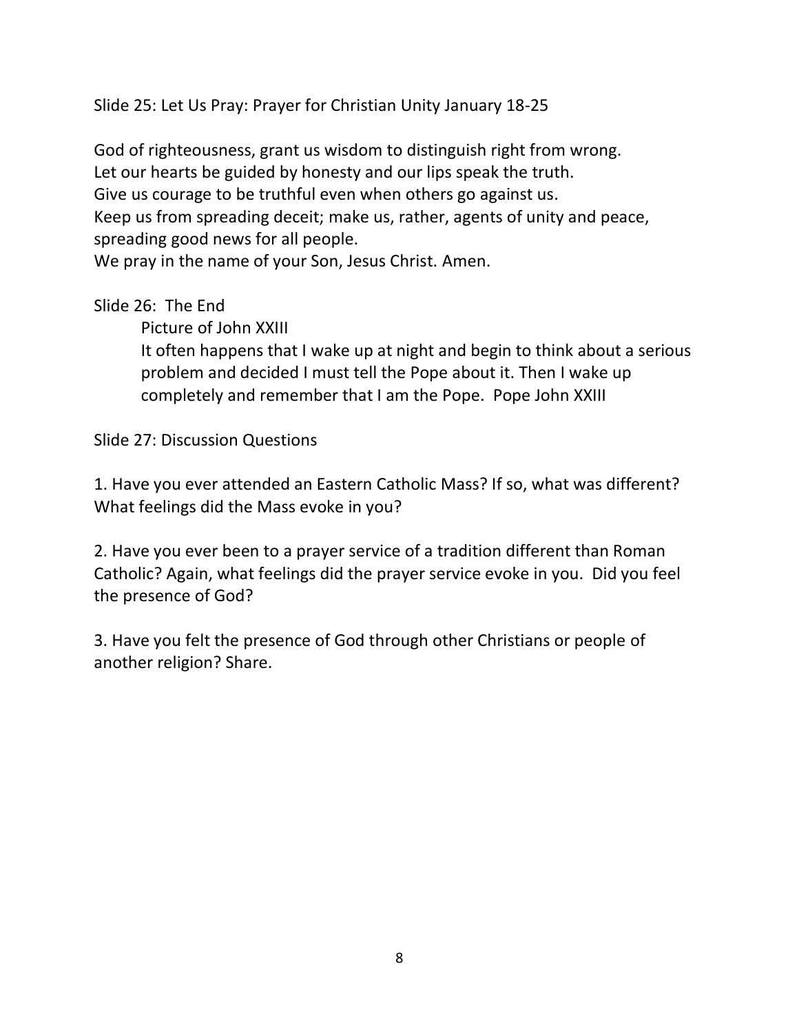Slide 25: Let Us Pray: Prayer for Christian Unity January 18-25

God of righteousness, grant us wisdom to distinguish right from wrong.
Let our hearts be guided by honesty and our lips speak the truth.
Give us courage to be truthful even when others go against us.
Keep us from spreading deceit; make us, rather, agents of unity and peace, spreading good news for all people.
We pray in the name of your Son, Jesus Christ. Amen.

Slide 26: The End

> Picture of John XXIII
>
> It often happens that I wake up at night and begin to think about a serious problem and decided I must tell the Pope about it. Then I wake up completely and remember that I am the Pope. Pope John XXIII

Slide 27: Discussion Questions

1. Have you ever attended an Eastern Catholic Mass? If so, what was different? What feelings did the Mass evoke in you?

2. Have you ever been to a prayer service of a tradition different than Roman Catholic? Again, what feelings did the prayer service evoke in you. Did you feel the presence of God?

3. Have you felt the presence of God through other Christians or people of another religion? Share.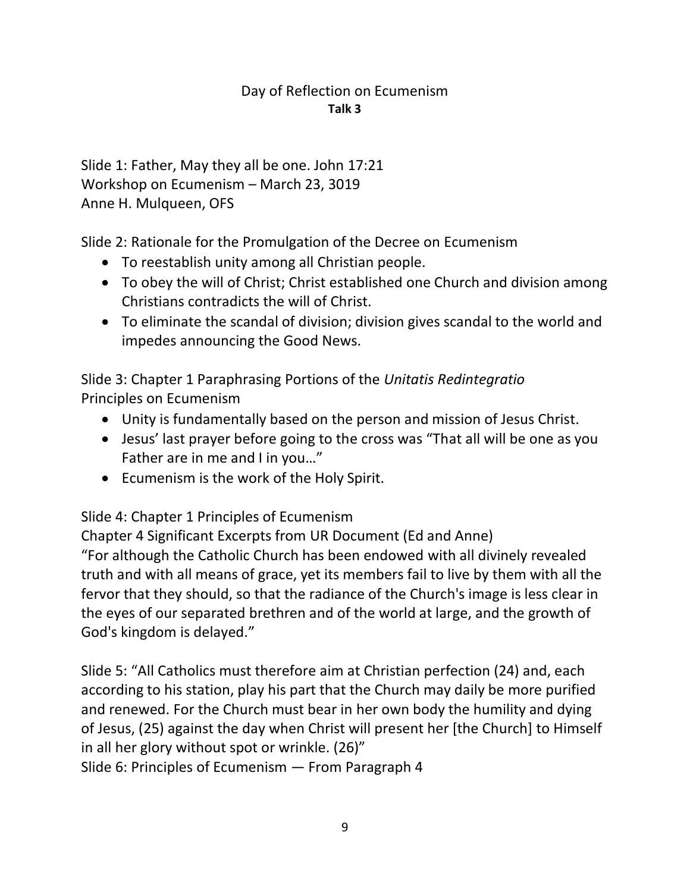Day of Reflection on Ecumenism
**Talk 3**

Slide 1: Father, May they all be one. John 17:21
Workshop on Ecumenism – March 23, 3019
Anne H. Mulqueen, OFS

Slide 2: Rationale for the Promulgation of the Decree on Ecumenism

- To reestablish unity among all Christian people.
- To obey the will of Christ; Christ established one Church and division among Christians contradicts the will of Christ.
- To eliminate the scandal of division; division gives scandal to the world and impedes announcing the Good News.

Slide 3: Chapter 1 Paraphrasing Portions of the *Unitatis Redintegratio*
Principles on Ecumenism

- Unity is fundamentally based on the person and mission of Jesus Christ.
- Jesus' last prayer before going to the cross was "That all will be one as you Father are in me and I in you…"
- Ecumenism is the work of the Holy Spirit.

Slide 4: Chapter 1 Principles of Ecumenism
Chapter 4 Significant Excerpts from UR Document (Ed and Anne)
"For although the Catholic Church has been endowed with all divinely revealed truth and with all means of grace, yet its members fail to live by them with all the fervor that they should, so that the radiance of the Church's image is less clear in the eyes of our separated brethren and of the world at large, and the growth of God's kingdom is delayed."

Slide 5: "All Catholics must therefore aim at Christian perfection (24) and, each according to his station, play his part that the Church may daily be more purified and renewed. For the Church must bear in her own body the humility and dying of Jesus, (25) against the day when Christ will present her [the Church] to Himself in all her glory without spot or wrinkle. (26)"
Slide 6: Principles of Ecumenism — From Paragraph 4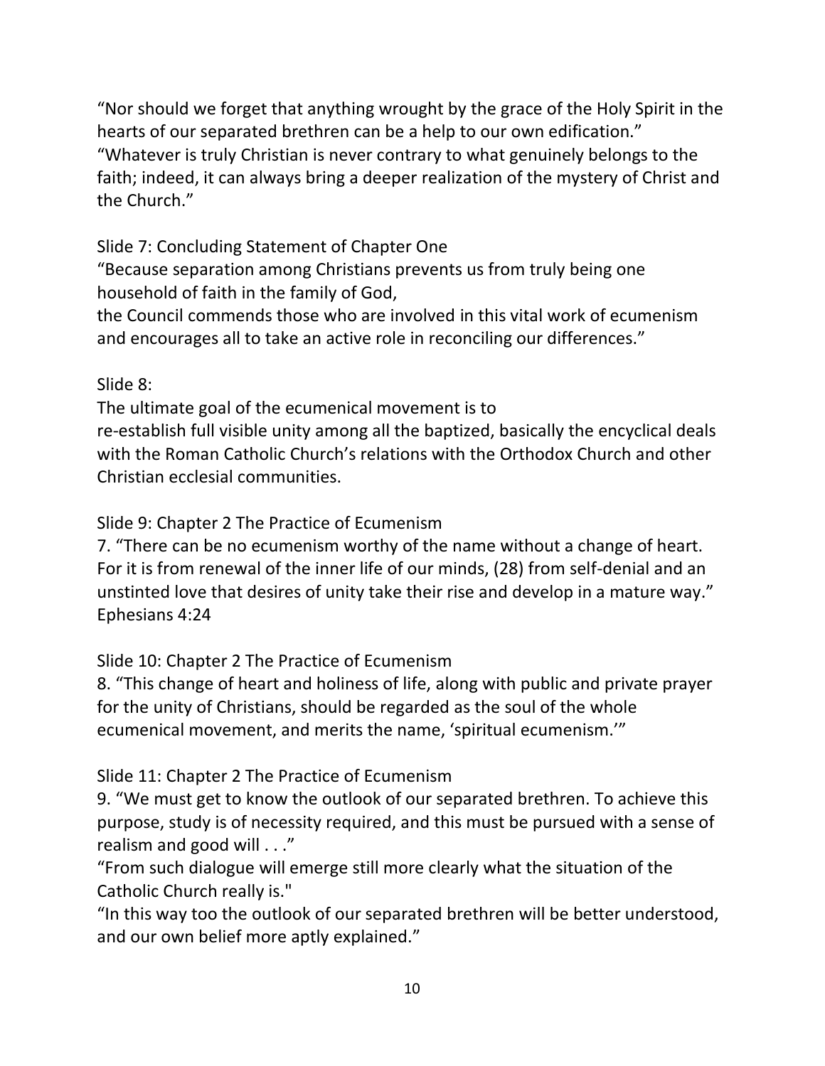"Nor should we forget that anything wrought by the grace of the Holy Spirit in the hearts of our separated brethren can be a help to our own edification."
"Whatever is truly Christian is never contrary to what genuinely belongs to the faith; indeed, it can always bring a deeper realization of the mystery of Christ and the Church."

Slide 7: Concluding Statement of Chapter One
"Because separation among Christians prevents us from truly being one household of faith in the family of God,
the Council commends those who are involved in this vital work of ecumenism and encourages all to take an active role in reconciling our differences."

Slide 8:
The ultimate goal of the ecumenical movement is to
re-establish full visible unity among all the baptized, basically the encyclical deals with the Roman Catholic Church's relations with the Orthodox Church and other Christian ecclesial communities.

Slide 9: Chapter 2 The Practice of Ecumenism
7. "There can be no ecumenism worthy of the name without a change of heart. For it is from renewal of the inner life of our minds, (28) from self-denial and an unstinted love that desires of unity take their rise and develop in a mature way."
Ephesians 4:24

Slide 10: Chapter 2 The Practice of Ecumenism
8. "This change of heart and holiness of life, along with public and private prayer for the unity of Christians, should be regarded as the soul of the whole ecumenical movement, and merits the name, 'spiritual ecumenism.'"

Slide 11: Chapter 2 The Practice of Ecumenism
9. "We must get to know the outlook of our separated brethren. To achieve this purpose, study is of necessity required, and this must be pursued with a sense of realism and good will . . ."
"From such dialogue will emerge still more clearly what the situation of the Catholic Church really is."
"In this way too the outlook of our separated brethren will be better understood, and our own belief more aptly explained."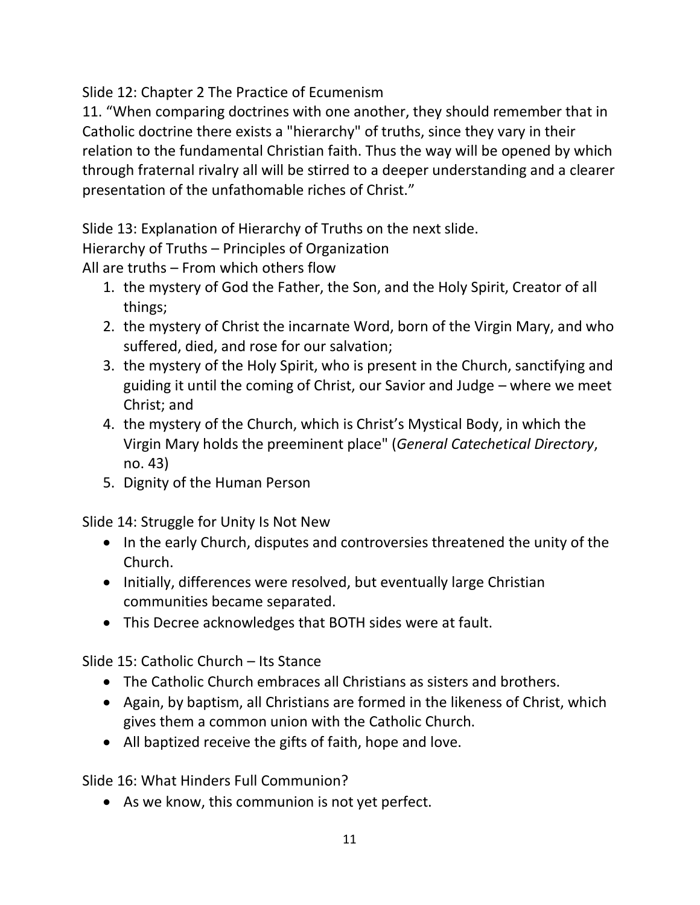Slide 12: Chapter 2 The Practice of Ecumenism

11. "When comparing doctrines with one another, they should remember that in Catholic doctrine there exists a "hierarchy" of truths, since they vary in their relation to the fundamental Christian faith. Thus the way will be opened by which through fraternal rivalry all will be stirred to a deeper understanding and a clearer presentation of the unfathomable riches of Christ."

Slide 13: Explanation of Hierarchy of Truths on the next slide.

Hierarchy of Truths – Principles of Organization

All are truths – From which others flow

1. the mystery of God the Father, the Son, and the Holy Spirit, Creator of all things;
2. the mystery of Christ the incarnate Word, born of the Virgin Mary, and who suffered, died, and rose for our salvation;
3. the mystery of the Holy Spirit, who is present in the Church, sanctifying and guiding it until the coming of Christ, our Savior and Judge – where we meet Christ; and
4. the mystery of the Church, which is Christ's Mystical Body, in which the Virgin Mary holds the preeminent place" (*General Catechetical Directory*, no. 43)
5. Dignity of the Human Person

Slide 14: Struggle for Unity Is Not New

- In the early Church, disputes and controversies threatened the unity of the Church.
- Initially, differences were resolved, but eventually large Christian communities became separated.
- This Decree acknowledges that BOTH sides were at fault.

Slide 15: Catholic Church – Its Stance

- The Catholic Church embraces all Christians as sisters and brothers.
- Again, by baptism, all Christians are formed in the likeness of Christ, which gives them a common union with the Catholic Church.
- All baptized receive the gifts of faith, hope and love.

Slide 16: What Hinders Full Communion?

- As we know, this communion is not yet perfect.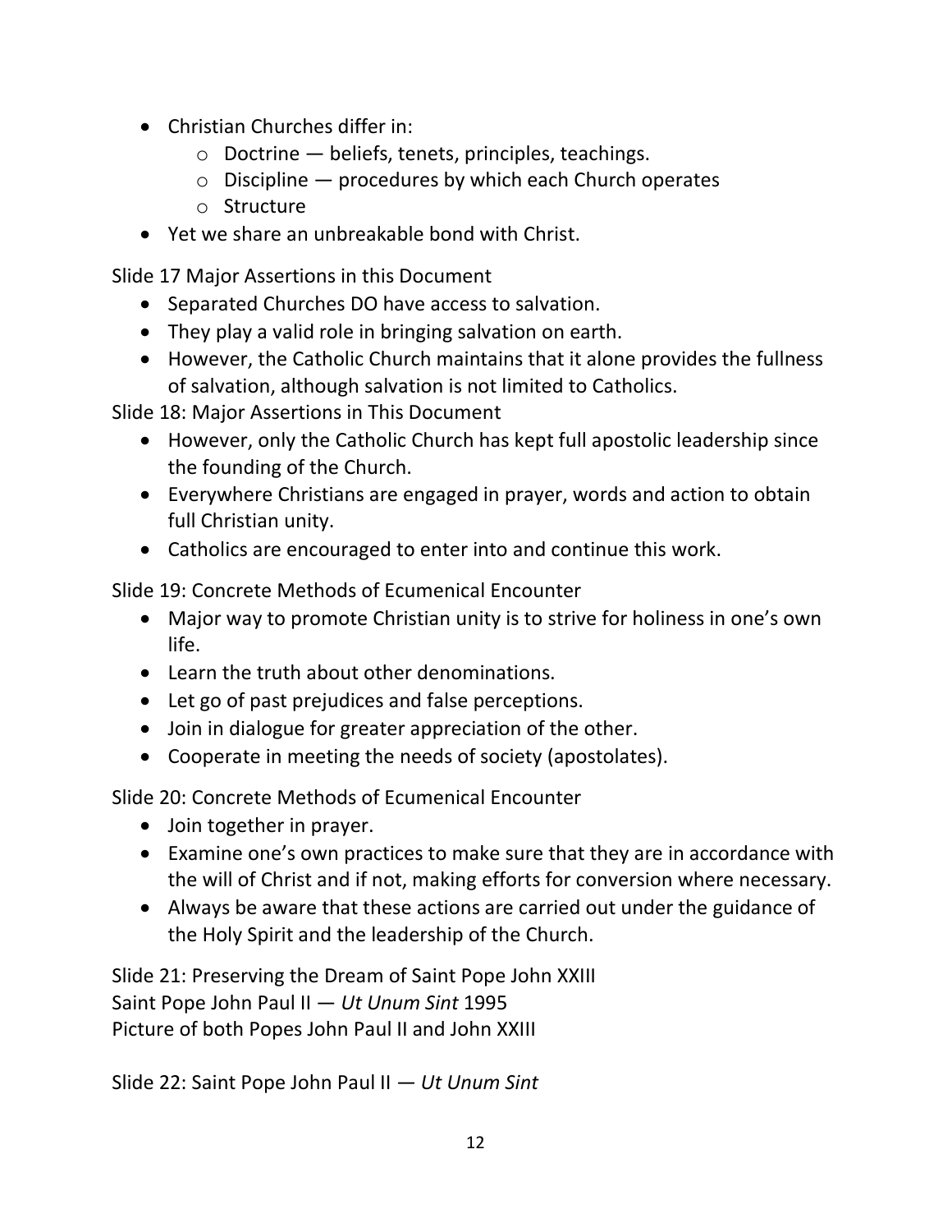- Christian Churches differ in:
  - Doctrine — beliefs, tenets, principles, teachings.
  - Discipline — procedures by which each Church operates
  - Structure
- Yet we share an unbreakable bond with Christ.

Slide 17 Major Assertions in this Document

- Separated Churches DO have access to salvation.
- They play a valid role in bringing salvation on earth.
- However, the Catholic Church maintains that it alone provides the fullness of salvation, although salvation is not limited to Catholics.

Slide 18: Major Assertions in This Document

- However, only the Catholic Church has kept full apostolic leadership since the founding of the Church.
- Everywhere Christians are engaged in prayer, words and action to obtain full Christian unity.
- Catholics are encouraged to enter into and continue this work.

Slide 19: Concrete Methods of Ecumenical Encounter

- Major way to promote Christian unity is to strive for holiness in one's own life.
- Learn the truth about other denominations.
- Let go of past prejudices and false perceptions.
- Join in dialogue for greater appreciation of the other.
- Cooperate in meeting the needs of society (apostolates).

Slide 20: Concrete Methods of Ecumenical Encounter

- Join together in prayer.
- Examine one's own practices to make sure that they are in accordance with the will of Christ and if not, making efforts for conversion where necessary.
- Always be aware that these actions are carried out under the guidance of the Holy Spirit and the leadership of the Church.

Slide 21: Preserving the Dream of Saint Pope John XXIII
Saint Pope John Paul II — *Ut Unum Sint* 1995
Picture of both Popes John Paul II and John XXIII

Slide 22: Saint Pope John Paul II — *Ut Unum Sint*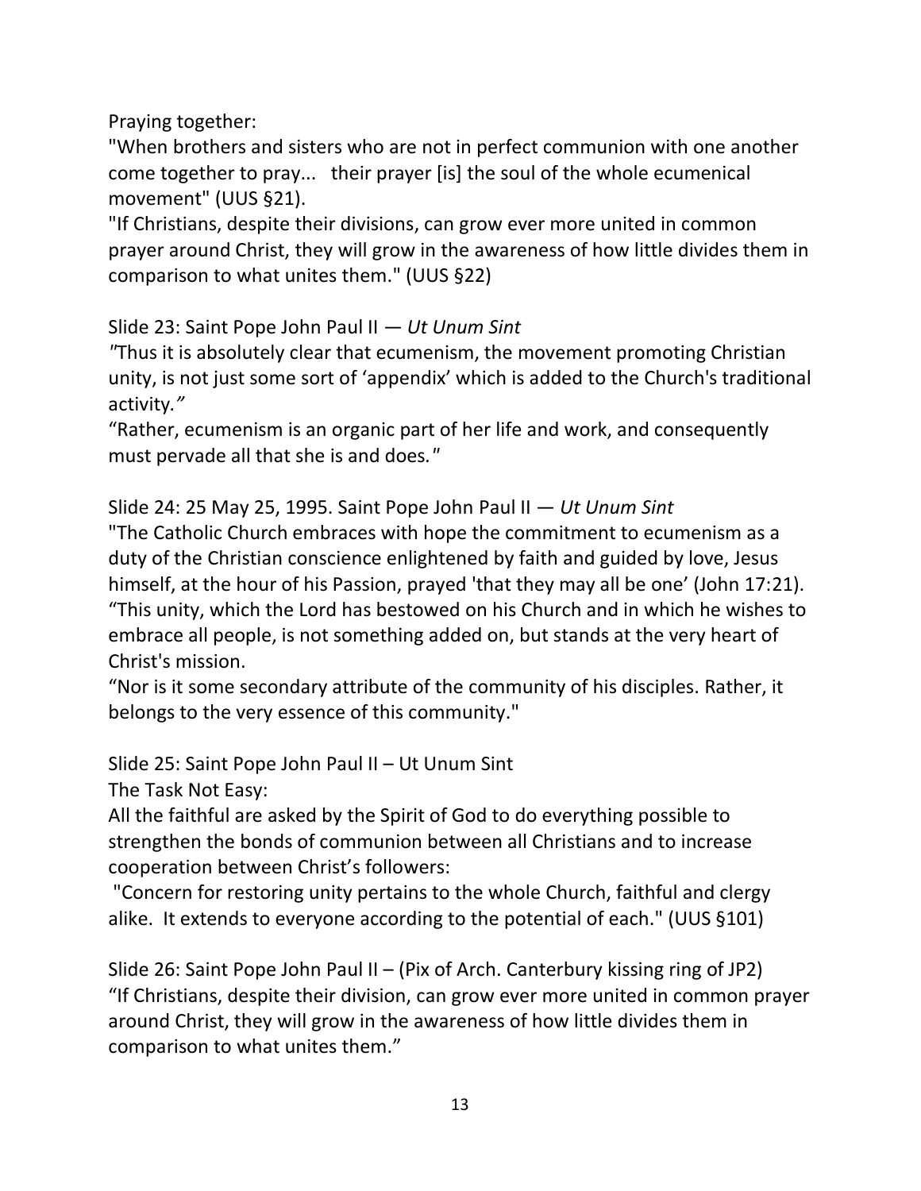Praying together:

"When brothers and sisters who are not in perfect communion with one another come together to pray... their prayer [is] the soul of the whole ecumenical movement" (UUS §21).

"If Christians, despite their divisions, can grow ever more united in common prayer around Christ, they will grow in the awareness of how little divides them in comparison to what unites them." (UUS §22)

Slide 23: Saint Pope John Paul II — *Ut Unum Sint*

"Thus it is absolutely clear that ecumenism, the movement promoting Christian unity, is not just some sort of 'appendix' which is added to the Church's traditional activity."

"Rather, ecumenism is an organic part of her life and work, and consequently must pervade all that she is and does."

Slide 24: 25 May 25, 1995. Saint Pope John Paul II — *Ut Unum Sint*

"The Catholic Church embraces with hope the commitment to ecumenism as a duty of the Christian conscience enlightened by faith and guided by love, Jesus himself, at the hour of his Passion, prayed 'that they may all be one' (John 17:21).

"This unity, which the Lord has bestowed on his Church and in which he wishes to embrace all people, is not something added on, but stands at the very heart of Christ's mission.

"Nor is it some secondary attribute of the community of his disciples. Rather, it belongs to the very essence of this community."

Slide 25: Saint Pope John Paul II – Ut Unum Sint

The Task Not Easy:

All the faithful are asked by the Spirit of God to do everything possible to strengthen the bonds of communion between all Christians and to increase cooperation between Christ's followers:

"Concern for restoring unity pertains to the whole Church, faithful and clergy alike. It extends to everyone according to the potential of each." (UUS §101)

Slide 26: Saint Pope John Paul II – (Pix of Arch. Canterbury kissing ring of JP2)

"If Christians, despite their division, can grow ever more united in common prayer around Christ, they will grow in the awareness of how little divides them in comparison to what unites them."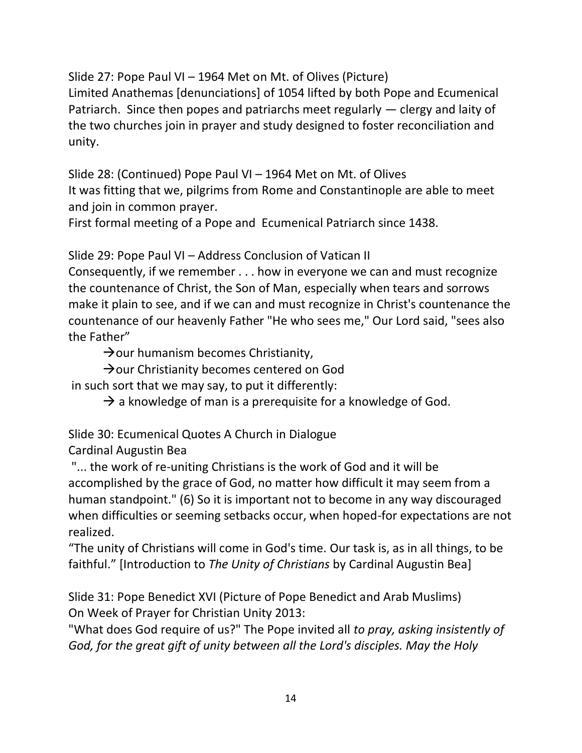Slide 27: Pope Paul VI – 1964 Met on Mt. of Olives (Picture)
Limited Anathemas [denunciations] of 1054 lifted by both Pope and Ecumenical Patriarch. Since then popes and patriarchs meet regularly — clergy and laity of the two churches join in prayer and study designed to foster reconciliation and unity.

Slide 28: (Continued) Pope Paul VI – 1964 Met on Mt. of Olives
It was fitting that we, pilgrims from Rome and Constantinople are able to meet and join in common prayer.
First formal meeting of a Pope and Ecumenical Patriarch since 1438.

Slide 29: Pope Paul VI – Address Conclusion of Vatican II
Consequently, if we remember . . . how in everyone we can and must recognize the countenance of Christ, the Son of Man, especially when tears and sorrows make it plain to see, and if we can and must recognize in Christ's countenance the countenance of our heavenly Father "He who sees me," Our Lord said, "sees also the Father"

→our humanism becomes Christianity,

→our Christianity becomes centered on God

in such sort that we may say, to put it differently:

→ a knowledge of man is a prerequisite for a knowledge of God.

Slide 30: Ecumenical Quotes A Church in Dialogue
Cardinal Augustin Bea
"... the work of re-uniting Christians is the work of God and it will be accomplished by the grace of God, no matter how difficult it may seem from a human standpoint." (6) So it is important not to become in any way discouraged when difficulties or seeming setbacks occur, when hoped-for expectations are not realized.
"The unity of Christians will come in God's time. Our task is, as in all things, to be faithful." [Introduction to *The Unity of Christians* by Cardinal Augustin Bea]

Slide 31: Pope Benedict XVI (Picture of Pope Benedict and Arab Muslims)
On Week of Prayer for Christian Unity 2013:
"What does God require of us?" The Pope invited all *to pray, asking insistently of God, for the great gift of unity between all the Lord's disciples. May the Holy*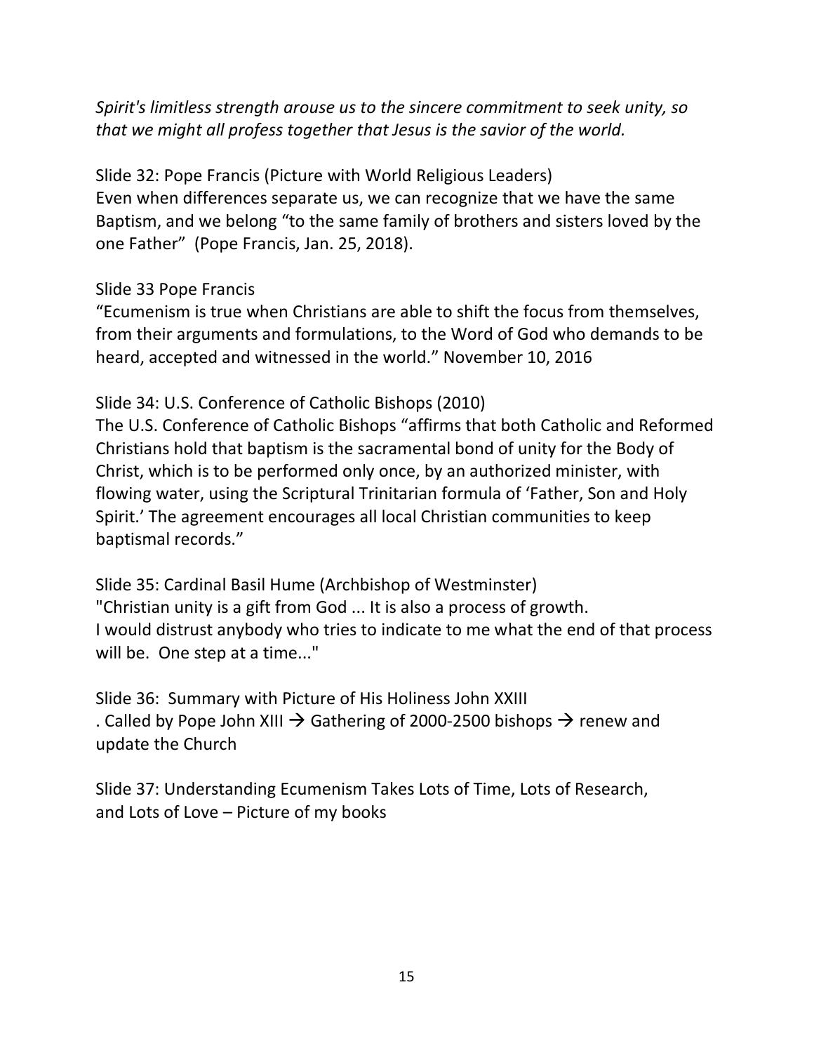*Spirit's limitless strength arouse us to the sincere commitment to seek unity, so that we might all profess together that Jesus is the savior of the world.*

Slide 32: Pope Francis (Picture with World Religious Leaders)
Even when differences separate us, we can recognize that we have the same Baptism, and we belong "to the same family of brothers and sisters loved by the one Father" (Pope Francis, Jan. 25, 2018).

Slide 33 Pope Francis
"Ecumenism is true when Christians are able to shift the focus from themselves, from their arguments and formulations, to the Word of God who demands to be heard, accepted and witnessed in the world." November 10, 2016

Slide 34: U.S. Conference of Catholic Bishops (2010)
The U.S. Conference of Catholic Bishops "affirms that both Catholic and Reformed Christians hold that baptism is the sacramental bond of unity for the Body of Christ, which is to be performed only once, by an authorized minister, with flowing water, using the Scriptural Trinitarian formula of 'Father, Son and Holy Spirit.' The agreement encourages all local Christian communities to keep baptismal records."

Slide 35: Cardinal Basil Hume (Archbishop of Westminster)
"Christian unity is a gift from God ... It is also a process of growth.
I would distrust anybody who tries to indicate to me what the end of that process will be. One step at a time..."

Slide 36: Summary with Picture of His Holiness John XXIII
. Called by Pope John XIII → Gathering of 2000-2500 bishops → renew and update the Church

Slide 37: Understanding Ecumenism Takes Lots of Time, Lots of Research, and Lots of Love – Picture of my books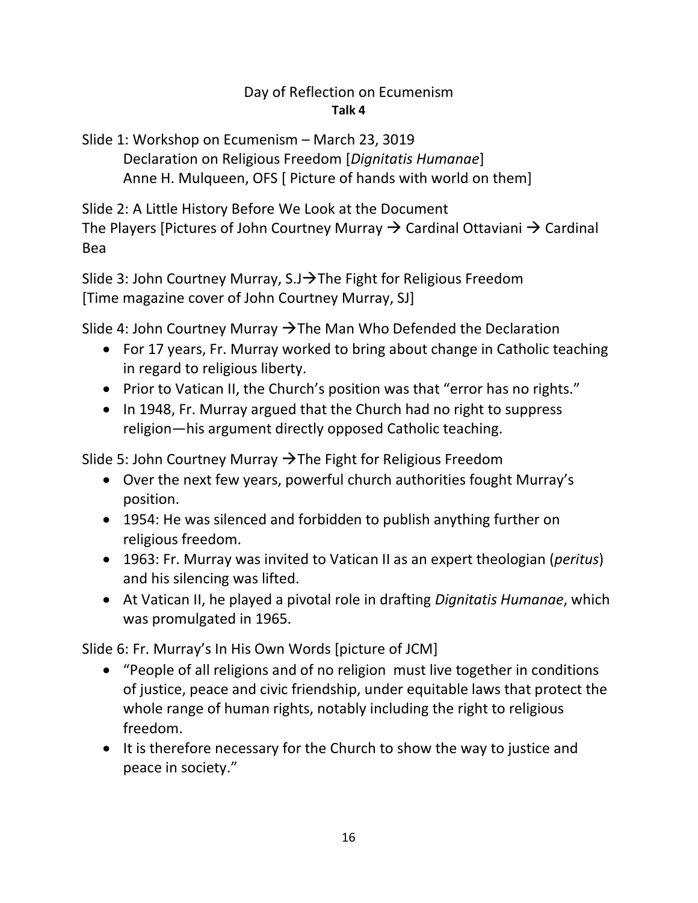# Day of Reflection on Ecumenism

**Talk 4**

Slide 1: Workshop on Ecumenism – March 23, 3019
Declaration on Religious Freedom [*Dignitatis Humanae*]
Anne H. Mulqueen, OFS [ Picture of hands with world on them]

Slide 2: A Little History Before We Look at the Document
The Players [Pictures of John Courtney Murray → Cardinal Ottaviani → Cardinal Bea

Slide 3: John Courtney Murray, S.J→The Fight for Religious Freedom
[Time magazine cover of John Courtney Murray, SJ]

Slide 4: John Courtney Murray →The Man Who Defended the Declaration

- For 17 years, Fr. Murray worked to bring about change in Catholic teaching in regard to religious liberty.
- Prior to Vatican II, the Church's position was that "error has no rights."
- In 1948, Fr. Murray argued that the Church had no right to suppress religion—his argument directly opposed Catholic teaching.

Slide 5: John Courtney Murray →The Fight for Religious Freedom

- Over the next few years, powerful church authorities fought Murray's position.
- 1954: He was silenced and forbidden to publish anything further on religious freedom.
- 1963: Fr. Murray was invited to Vatican II as an expert theologian (*peritus*) and his silencing was lifted.
- At Vatican II, he played a pivotal role in drafting *Dignitatis Humanae*, which was promulgated in 1965.

Slide 6: Fr. Murray's In His Own Words [picture of JCM]

- "People of all religions and of no religion must live together in conditions of justice, peace and civic friendship, under equitable laws that protect the whole range of human rights, notably including the right to religious freedom.
- It is therefore necessary for the Church to show the way to justice and peace in society."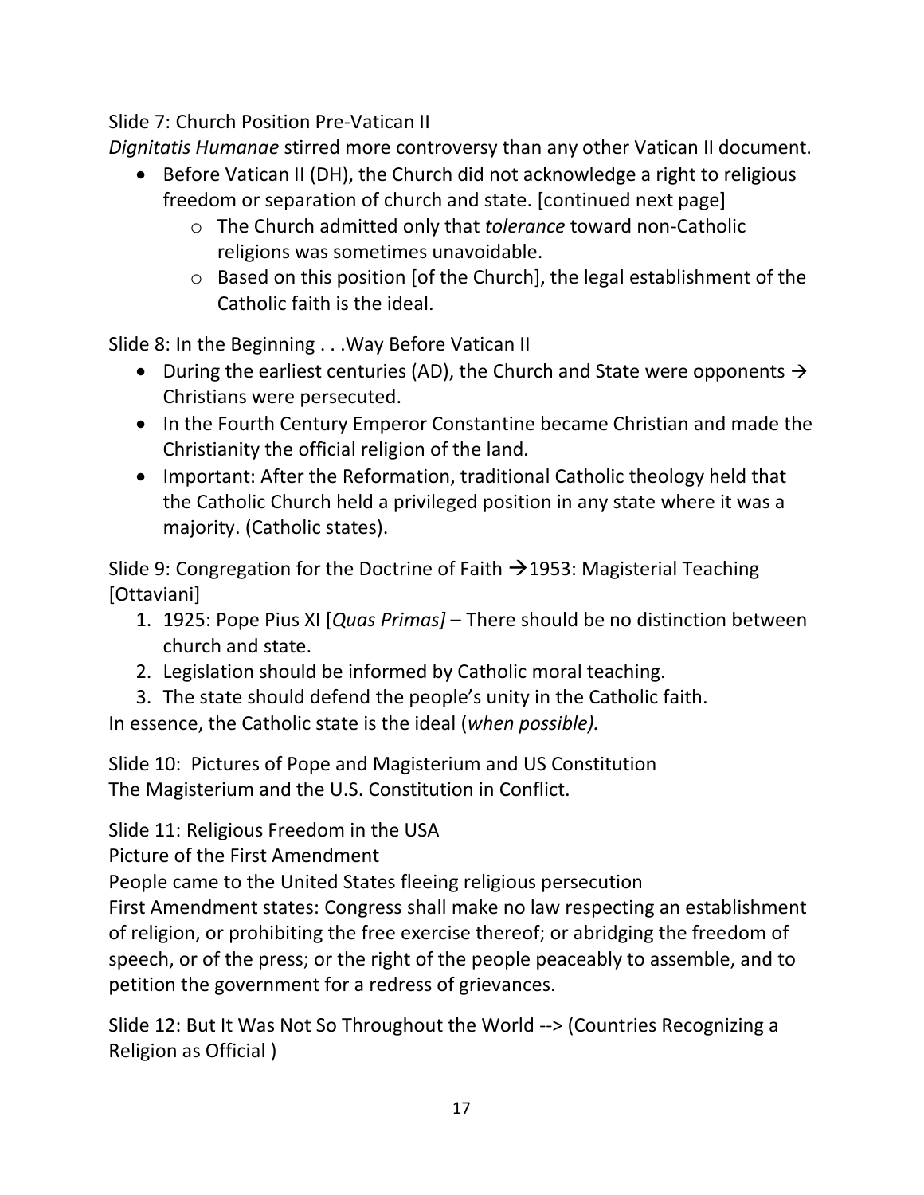Slide 7: Church Position Pre-Vatican II

*Dignitatis Humanae* stirred more controversy than any other Vatican II document.

- Before Vatican II (DH), the Church did not acknowledge a right to religious freedom or separation of church and state. [continued next page]
  - The Church admitted only that *tolerance* toward non-Catholic religions was sometimes unavoidable.
  - Based on this position [of the Church], the legal establishment of the Catholic faith is the ideal.

Slide 8: In the Beginning . . .Way Before Vatican II

- During the earliest centuries (AD), the Church and State were opponents → Christians were persecuted.
- In the Fourth Century Emperor Constantine became Christian and made the Christianity the official religion of the land.
- Important: After the Reformation, traditional Catholic theology held that the Catholic Church held a privileged position in any state where it was a majority. (Catholic states).

Slide 9: Congregation for the Doctrine of Faith →1953: Magisterial Teaching [Ottaviani]

1. 1925: Pope Pius XI [*Quas Primas]* – There should be no distinction between church and state.
2. Legislation should be informed by Catholic moral teaching.
3. The state should defend the people's unity in the Catholic faith.

In essence, the Catholic state is the ideal (*when possible).*

Slide 10: Pictures of Pope and Magisterium and US Constitution

The Magisterium and the U.S. Constitution in Conflict.

Slide 11: Religious Freedom in the USA

Picture of the First Amendment

People came to the United States fleeing religious persecution

First Amendment states: Congress shall make no law respecting an establishment of religion, or prohibiting the free exercise thereof; or abridging the freedom of speech, or of the press; or the right of the people peaceably to assemble, and to petition the government for a redress of grievances.

Slide 12: But It Was Not So Throughout the World --> (Countries Recognizing a Religion as Official )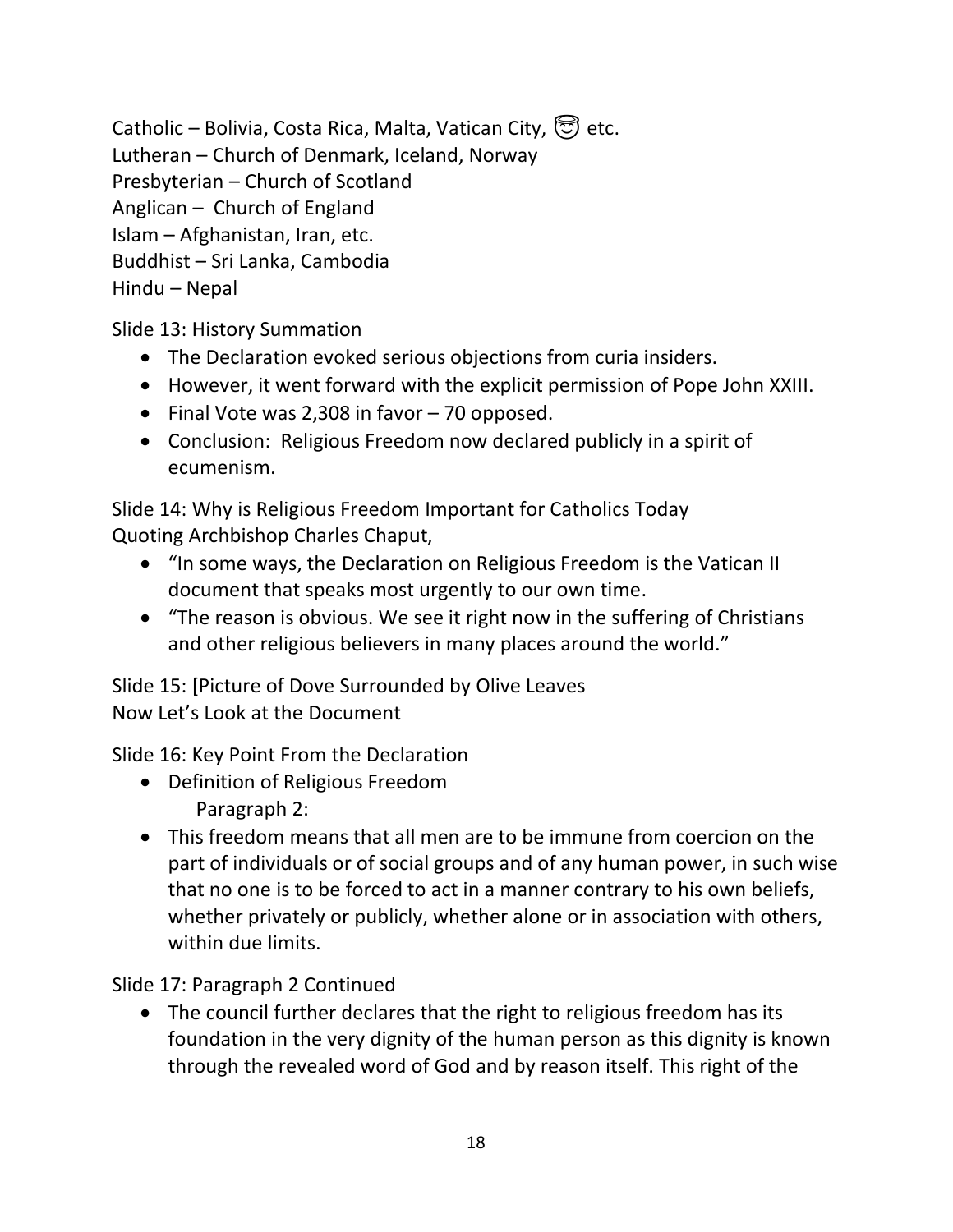Catholic – Bolivia, Costa Rica, Malta, Vatican City, 😇 etc.
Lutheran – Church of Denmark, Iceland, Norway
Presbyterian – Church of Scotland
Anglican – Church of England
Islam – Afghanistan, Iran, etc.
Buddhist – Sri Lanka, Cambodia
Hindu – Nepal

Slide 13: History Summation

- The Declaration evoked serious objections from curia insiders.
- However, it went forward with the explicit permission of Pope John XXIII.
- Final Vote was 2,308 in favor – 70 opposed.
- Conclusion: Religious Freedom now declared publicly in a spirit of ecumenism.

Slide 14: Why is Religious Freedom Important for Catholics Today
Quoting Archbishop Charles Chaput,

- "In some ways, the Declaration on Religious Freedom is the Vatican II document that speaks most urgently to our own time.
- "The reason is obvious. We see it right now in the suffering of Christians and other religious believers in many places around the world."

Slide 15: [Picture of Dove Surrounded by Olive Leaves
Now Let's Look at the Document

Slide 16: Key Point From the Declaration

- Definition of Religious Freedom
  Paragraph 2:
- This freedom means that all men are to be immune from coercion on the part of individuals or of social groups and of any human power, in such wise that no one is to be forced to act in a manner contrary to his own beliefs, whether privately or publicly, whether alone or in association with others, within due limits.

Slide 17: Paragraph 2 Continued

- The council further declares that the right to religious freedom has its foundation in the very dignity of the human person as this dignity is known through the revealed word of God and by reason itself. This right of the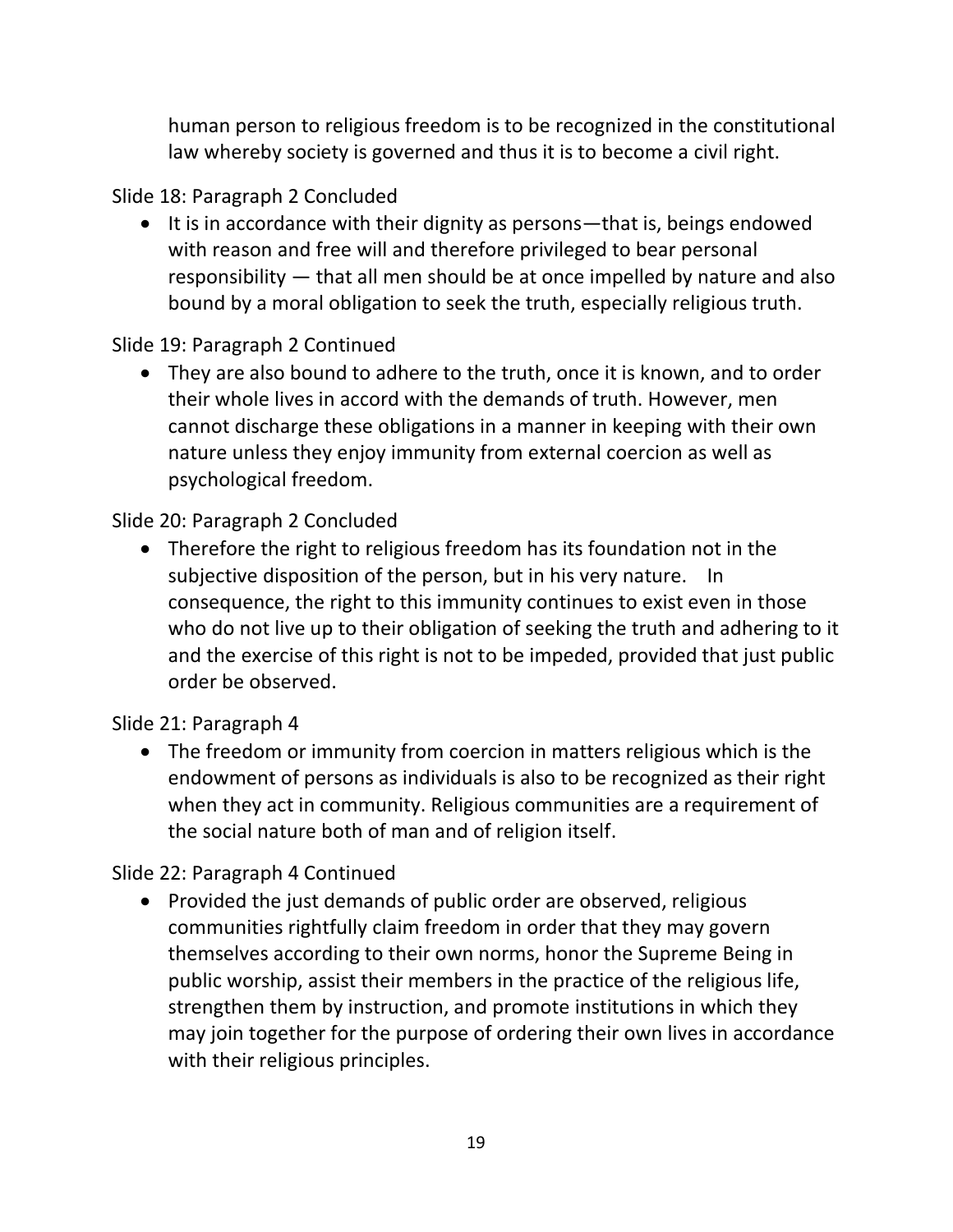human person to religious freedom is to be recognized in the constitutional law whereby society is governed and thus it is to become a civil right.

Slide 18: Paragraph 2 Concluded

- It is in accordance with their dignity as persons—that is, beings endowed with reason and free will and therefore privileged to bear personal responsibility — that all men should be at once impelled by nature and also bound by a moral obligation to seek the truth, especially religious truth.

Slide 19: Paragraph 2 Continued

- They are also bound to adhere to the truth, once it is known, and to order their whole lives in accord with the demands of truth. However, men cannot discharge these obligations in a manner in keeping with their own nature unless they enjoy immunity from external coercion as well as psychological freedom.

Slide 20: Paragraph 2 Concluded

- Therefore the right to religious freedom has its foundation not in the subjective disposition of the person, but in his very nature. In consequence, the right to this immunity continues to exist even in those who do not live up to their obligation of seeking the truth and adhering to it and the exercise of this right is not to be impeded, provided that just public order be observed.

Slide 21: Paragraph 4

- The freedom or immunity from coercion in matters religious which is the endowment of persons as individuals is also to be recognized as their right when they act in community. Religious communities are a requirement of the social nature both of man and of religion itself.

Slide 22: Paragraph 4 Continued

- Provided the just demands of public order are observed, religious communities rightfully claim freedom in order that they may govern themselves according to their own norms, honor the Supreme Being in public worship, assist their members in the practice of the religious life, strengthen them by instruction, and promote institutions in which they may join together for the purpose of ordering their own lives in accordance with their religious principles.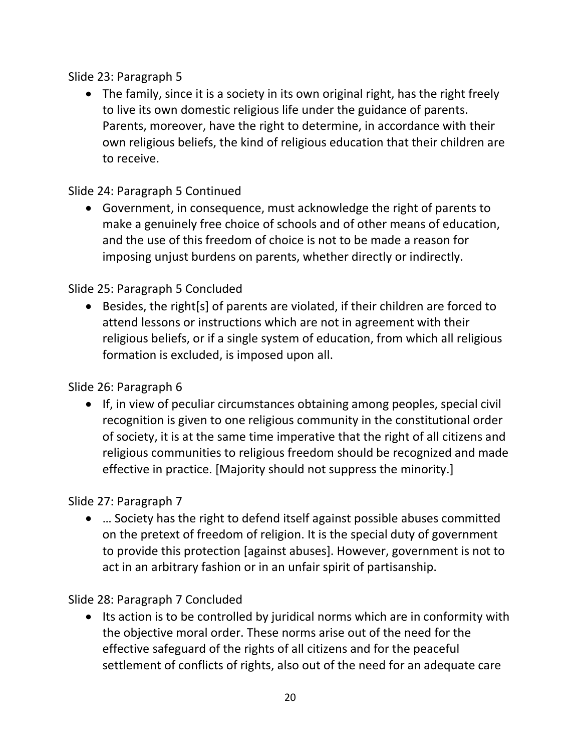Slide 23: Paragraph 5

- The family, since it is a society in its own original right, has the right freely to live its own domestic religious life under the guidance of parents. Parents, moreover, have the right to determine, in accordance with their own religious beliefs, the kind of religious education that their children are to receive.

Slide 24: Paragraph 5 Continued

- Government, in consequence, must acknowledge the right of parents to make a genuinely free choice of schools and of other means of education, and the use of this freedom of choice is not to be made a reason for imposing unjust burdens on parents, whether directly or indirectly.

Slide 25: Paragraph 5 Concluded

- Besides, the right[s] of parents are violated, if their children are forced to attend lessons or instructions which are not in agreement with their religious beliefs, or if a single system of education, from which all religious formation is excluded, is imposed upon all.

Slide 26: Paragraph 6

- If, in view of peculiar circumstances obtaining among peoples, special civil recognition is given to one religious community in the constitutional order of society, it is at the same time imperative that the right of all citizens and religious communities to religious freedom should be recognized and made effective in practice. [Majority should not suppress the minority.]

Slide 27: Paragraph 7

- … Society has the right to defend itself against possible abuses committed on the pretext of freedom of religion. It is the special duty of government to provide this protection [against abuses]. However, government is not to act in an arbitrary fashion or in an unfair spirit of partisanship.

Slide 28: Paragraph 7 Concluded

- Its action is to be controlled by juridical norms which are in conformity with the objective moral order. These norms arise out of the need for the effective safeguard of the rights of all citizens and for the peaceful settlement of conflicts of rights, also out of the need for an adequate care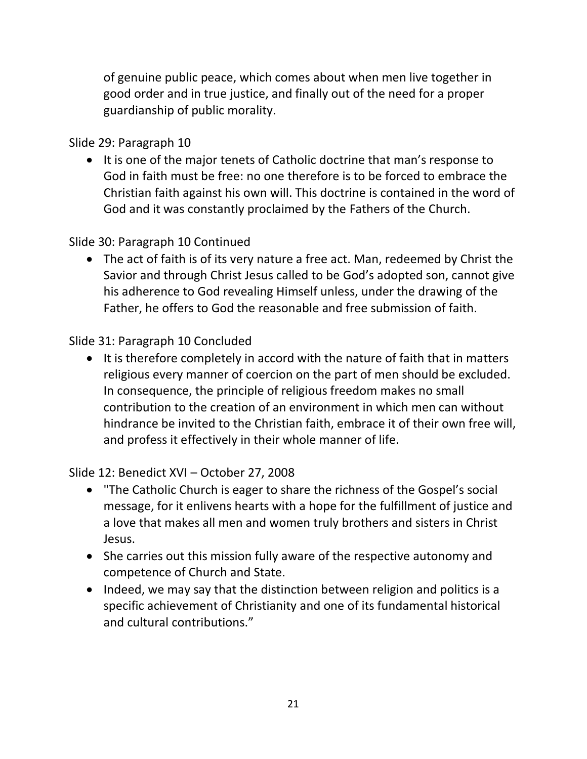of genuine public peace, which comes about when men live together in good order and in true justice, and finally out of the need for a proper guardianship of public morality.

Slide 29: Paragraph 10

- It is one of the major tenets of Catholic doctrine that man's response to God in faith must be free: no one therefore is to be forced to embrace the Christian faith against his own will. This doctrine is contained in the word of God and it was constantly proclaimed by the Fathers of the Church.

Slide 30: Paragraph 10 Continued

- The act of faith is of its very nature a free act. Man, redeemed by Christ the Savior and through Christ Jesus called to be God's adopted son, cannot give his adherence to God revealing Himself unless, under the drawing of the Father, he offers to God the reasonable and free submission of faith.

Slide 31: Paragraph 10 Concluded

- It is therefore completely in accord with the nature of faith that in matters religious every manner of coercion on the part of men should be excluded. In consequence, the principle of religious freedom makes no small contribution to the creation of an environment in which men can without hindrance be invited to the Christian faith, embrace it of their own free will, and profess it effectively in their whole manner of life.

Slide 12: Benedict XVI – October 27, 2008

- "The Catholic Church is eager to share the richness of the Gospel's social message, for it enlivens hearts with a hope for the fulfillment of justice and a love that makes all men and women truly brothers and sisters in Christ Jesus.
- She carries out this mission fully aware of the respective autonomy and competence of Church and State.
- Indeed, we may say that the distinction between religion and politics is a specific achievement of Christianity and one of its fundamental historical and cultural contributions."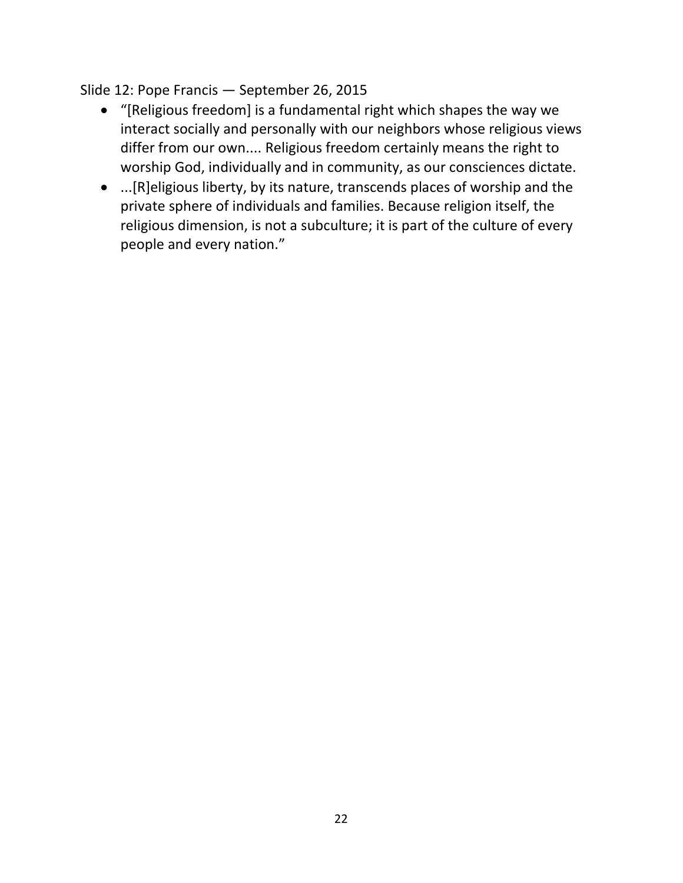Slide 12: Pope Francis — September 26, 2015

- "[Religious freedom] is a fundamental right which shapes the way we interact socially and personally with our neighbors whose religious views differ from our own.... Religious freedom certainly means the right to worship God, individually and in community, as our consciences dictate.
- ...[R]eligious liberty, by its nature, transcends places of worship and the private sphere of individuals and families. Because religion itself, the religious dimension, is not a subculture; it is part of the culture of every people and every nation."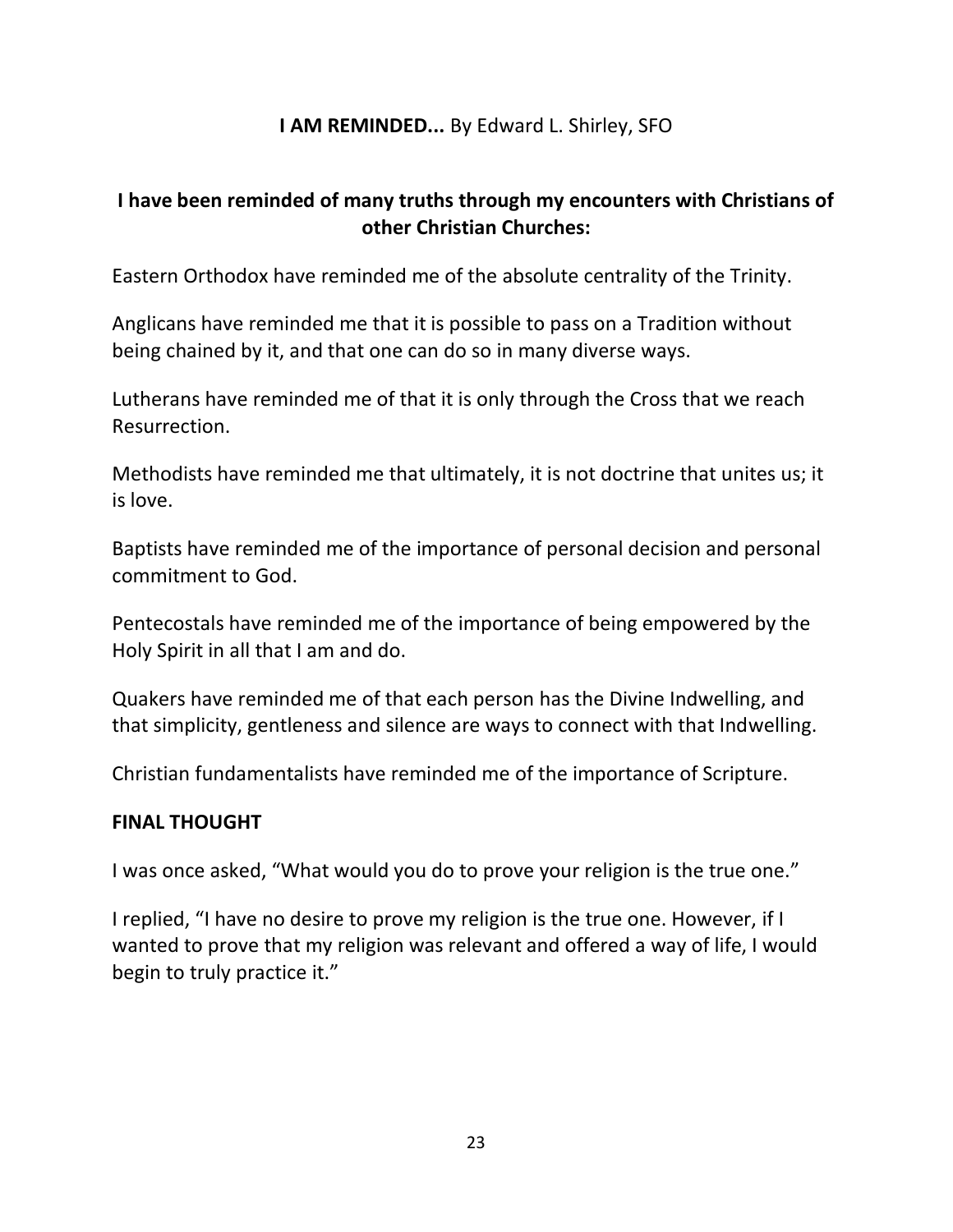**I AM REMINDED...** By Edward L. Shirley, SFO

## I have been reminded of many truths through my encounters with Christians of other Christian Churches:

Eastern Orthodox have reminded me of the absolute centrality of the Trinity.

Anglicans have reminded me that it is possible to pass on a Tradition without being chained by it, and that one can do so in many diverse ways.

Lutherans have reminded me of that it is only through the Cross that we reach Resurrection.

Methodists have reminded me that ultimately, it is not doctrine that unites us; it is love.

Baptists have reminded me of the importance of personal decision and personal commitment to God.

Pentecostals have reminded me of the importance of being empowered by the Holy Spirit in all that I am and do.

Quakers have reminded me of that each person has the Divine Indwelling, and that simplicity, gentleness and silence are ways to connect with that Indwelling.

Christian fundamentalists have reminded me of the importance of Scripture.

**FINAL THOUGHT**

I was once asked, "What would you do to prove your religion is the true one."

I replied, "I have no desire to prove my religion is the true one. However, if I wanted to prove that my religion was relevant and offered a way of life, I would begin to truly practice it."